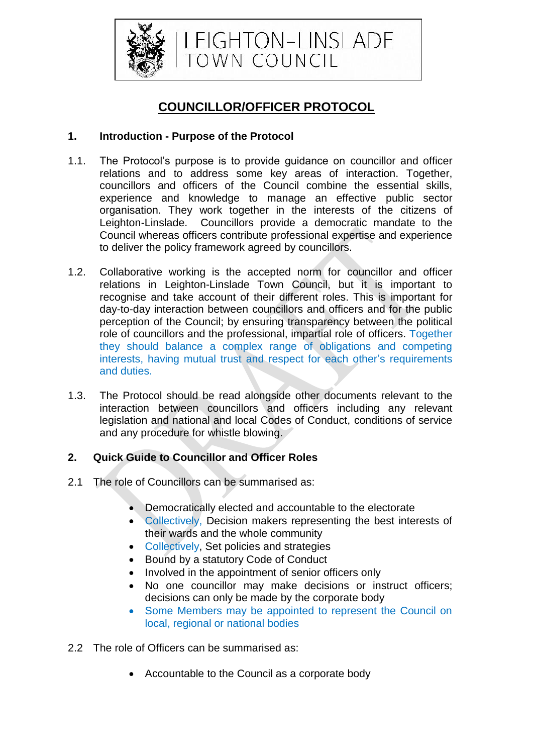LEIGHTON-LINSLADE
TOWN COUNCIL

# COUNCILLOR/OFFICER PROTOCOL

## 1. Introduction - Purpose of the Protocol

1.1. The Protocol's purpose is to provide guidance on councillor and officer relations and to address some key areas of interaction. Together, councillors and officers of the Council combine the essential skills, experience and knowledge to manage an effective public sector organisation. They work together in the interests of the citizens of Leighton-Linslade. Councillors provide a democratic mandate to the Council whereas officers contribute professional expertise and experience to deliver the policy framework agreed by councillors.

1.2. Collaborative working is the accepted norm for councillor and officer relations in Leighton-Linslade Town Council, but it is important to recognise and take account of their different roles. This is important for day-to-day interaction between councillors and officers and for the public perception of the Council; by ensuring transparency between the political role of councillors and the professional, impartial role of officers. Together they should balance a complex range of obligations and competing interests, having mutual trust and respect for each other's requirements and duties.

1.3. The Protocol should be read alongside other documents relevant to the interaction between councillors and officers including any relevant legislation and national and local Codes of Conduct, conditions of service and any procedure for whistle blowing.

## 2. Quick Guide to Councillor and Officer Roles

2.1 The role of Councillors can be summarised as:

- Democratically elected and accountable to the electorate
- Collectively, Decision makers representing the best interests of their wards and the whole community
- Collectively, Set policies and strategies
- Bound by a statutory Code of Conduct
- Involved in the appointment of senior officers only
- No one councillor may make decisions or instruct officers; decisions can only be made by the corporate body
- Some Members may be appointed to represent the Council on local, regional or national bodies

2.2 The role of Officers can be summarised as:

- Accountable to the Council as a corporate body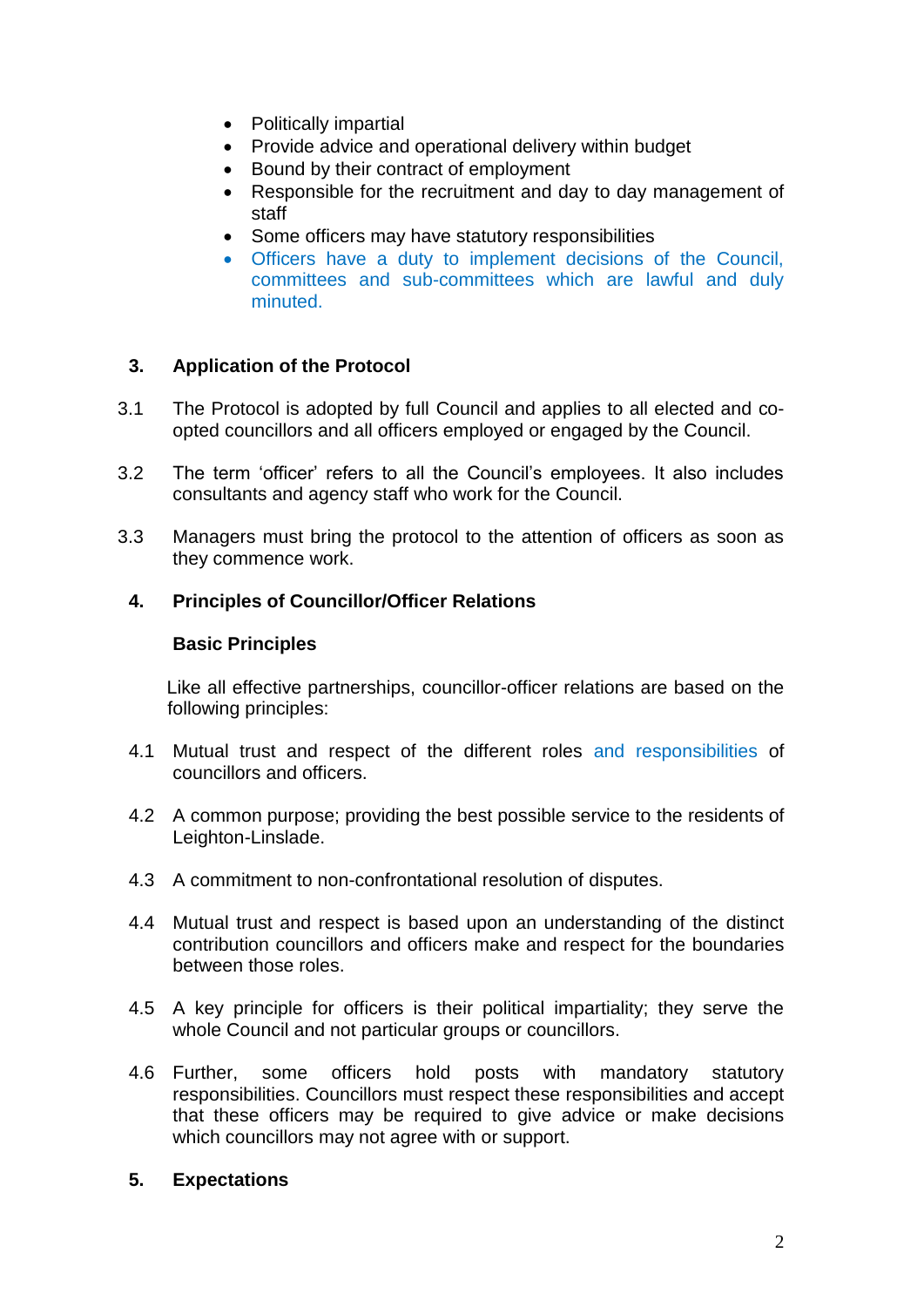- Politically impartial
- Provide advice and operational delivery within budget
- Bound by their contract of employment
- Responsible for the recruitment and day to day management of staff
- Some officers may have statutory responsibilities
- Officers have a duty to implement decisions of the Council, committees and sub-committees which are lawful and duly minuted.

## 3. Application of the Protocol

3.1 The Protocol is adopted by full Council and applies to all elected and co-opted councillors and all officers employed or engaged by the Council.

3.2 The term 'officer' refers to all the Council's employees. It also includes consultants and agency staff who work for the Council.

3.3 Managers must bring the protocol to the attention of officers as soon as they commence work.

## 4. Principles of Councillor/Officer Relations

### Basic Principles

Like all effective partnerships, councillor-officer relations are based on the following principles:

4.1 Mutual trust and respect of the different roles and responsibilities of councillors and officers.

4.2 A common purpose; providing the best possible service to the residents of Leighton-Linslade.

4.3 A commitment to non-confrontational resolution of disputes.

4.4 Mutual trust and respect is based upon an understanding of the distinct contribution councillors and officers make and respect for the boundaries between those roles.

4.5 A key principle for officers is their political impartiality; they serve the whole Council and not particular groups or councillors.

4.6 Further, some officers hold posts with mandatory statutory responsibilities. Councillors must respect these responsibilities and accept that these officers may be required to give advice or make decisions which councillors may not agree with or support.

## 5. Expectations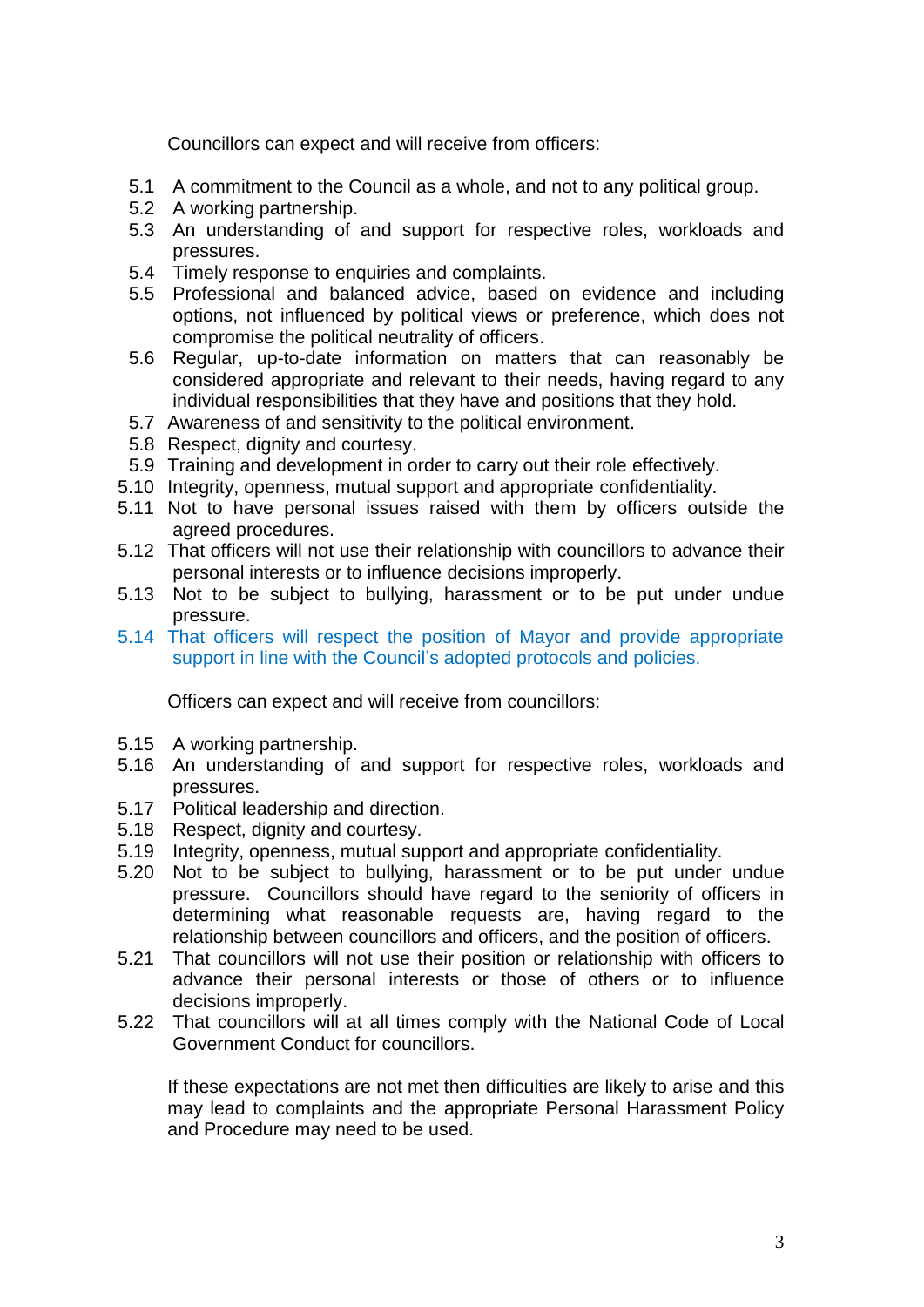Councillors can expect and will receive from officers:

5.1 A commitment to the Council as a whole, and not to any political group.
5.2 A working partnership.
5.3 An understanding of and support for respective roles, workloads and pressures.
5.4 Timely response to enquiries and complaints.
5.5 Professional and balanced advice, based on evidence and including options, not influenced by political views or preference, which does not compromise the political neutrality of officers.
5.6 Regular, up-to-date information on matters that can reasonably be considered appropriate and relevant to their needs, having regard to any individual responsibilities that they have and positions that they hold.
5.7 Awareness of and sensitivity to the political environment.
5.8 Respect, dignity and courtesy.
5.9 Training and development in order to carry out their role effectively.
5.10 Integrity, openness, mutual support and appropriate confidentiality.
5.11 Not to have personal issues raised with them by officers outside the agreed procedures.
5.12 That officers will not use their relationship with councillors to advance their personal interests or to influence decisions improperly.
5.13 Not to be subject to bullying, harassment or to be put under undue pressure.
5.14 That officers will respect the position of Mayor and provide appropriate support in line with the Council's adopted protocols and policies.

Officers can expect and will receive from councillors:

5.15 A working partnership.
5.16 An understanding of and support for respective roles, workloads and pressures.
5.17 Political leadership and direction.
5.18 Respect, dignity and courtesy.
5.19 Integrity, openness, mutual support and appropriate confidentiality.
5.20 Not to be subject to bullying, harassment or to be put under undue pressure. Councillors should have regard to the seniority of officers in determining what reasonable requests are, having regard to the relationship between councillors and officers, and the position of officers.
5.21 That councillors will not use their position or relationship with officers to advance their personal interests or those of others or to influence decisions improperly.
5.22 That councillors will at all times comply with the National Code of Local Government Conduct for councillors.

If these expectations are not met then difficulties are likely to arise and this may lead to complaints and the appropriate Personal Harassment Policy and Procedure may need to be used.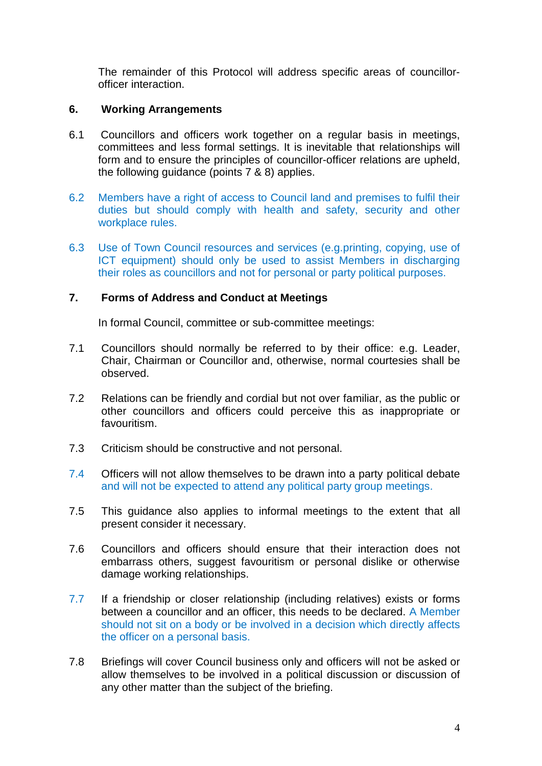The remainder of this Protocol will address specific areas of councillor-officer interaction.

## 6. Working Arrangements

6.1 Councillors and officers work together on a regular basis in meetings, committees and less formal settings. It is inevitable that relationships will form and to ensure the principles of councillor-officer relations are upheld, the following guidance (points 7 & 8) applies.

6.2 Members have a right of access to Council land and premises to fulfil their duties but should comply with health and safety, security and other workplace rules.

6.3 Use of Town Council resources and services (e.g.printing, copying, use of ICT equipment) should only be used to assist Members in discharging their roles as councillors and not for personal or party political purposes.

## 7. Forms of Address and Conduct at Meetings

In formal Council, committee or sub-committee meetings:

7.1 Councillors should normally be referred to by their office: e.g. Leader, Chair, Chairman or Councillor and, otherwise, normal courtesies shall be observed.

7.2 Relations can be friendly and cordial but not over familiar, as the public or other councillors and officers could perceive this as inappropriate or favouritism.

7.3 Criticism should be constructive and not personal.

7.4 Officers will not allow themselves to be drawn into a party political debate and will not be expected to attend any political party group meetings.

7.5 This guidance also applies to informal meetings to the extent that all present consider it necessary.

7.6 Councillors and officers should ensure that their interaction does not embarrass others, suggest favouritism or personal dislike or otherwise damage working relationships.

7.7 If a friendship or closer relationship (including relatives) exists or forms between a councillor and an officer, this needs to be declared. A Member should not sit on a body or be involved in a decision which directly affects the officer on a personal basis.

7.8 Briefings will cover Council business only and officers will not be asked or allow themselves to be involved in a political discussion or discussion of any other matter than the subject of the briefing.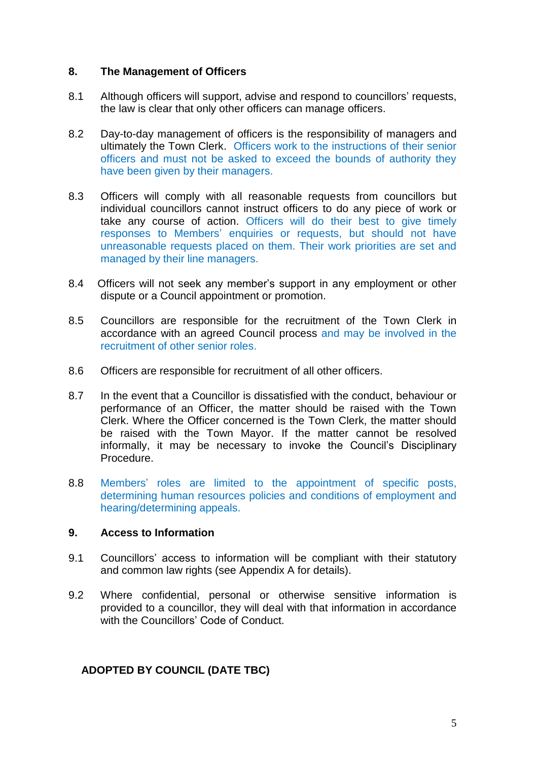## 8. The Management of Officers

8.1 Although officers will support, advise and respond to councillors' requests, the law is clear that only other officers can manage officers.

8.2 Day-to-day management of officers is the responsibility of managers and ultimately the Town Clerk. Officers work to the instructions of their senior officers and must not be asked to exceed the bounds of authority they have been given by their managers.

8.3 Officers will comply with all reasonable requests from councillors but individual councillors cannot instruct officers to do any piece of work or take any course of action. Officers will do their best to give timely responses to Members' enquiries or requests, but should not have unreasonable requests placed on them. Their work priorities are set and managed by their line managers.

8.4 Officers will not seek any member's support in any employment or other dispute or a Council appointment or promotion.

8.5 Councillors are responsible for the recruitment of the Town Clerk in accordance with an agreed Council process and may be involved in the recruitment of other senior roles.

8.6 Officers are responsible for recruitment of all other officers.

8.7 In the event that a Councillor is dissatisfied with the conduct, behaviour or performance of an Officer, the matter should be raised with the Town Clerk. Where the Officer concerned is the Town Clerk, the matter should be raised with the Town Mayor. If the matter cannot be resolved informally, it may be necessary to invoke the Council's Disciplinary Procedure.

8.8 Members' roles are limited to the appointment of specific posts, determining human resources policies and conditions of employment and hearing/determining appeals.

## 9. Access to Information

9.1 Councillors' access to information will be compliant with their statutory and common law rights (see Appendix A for details).

9.2 Where confidential, personal or otherwise sensitive information is provided to a councillor, they will deal with that information in accordance with the Councillors' Code of Conduct.

**ADOPTED BY COUNCIL (DATE TBC)**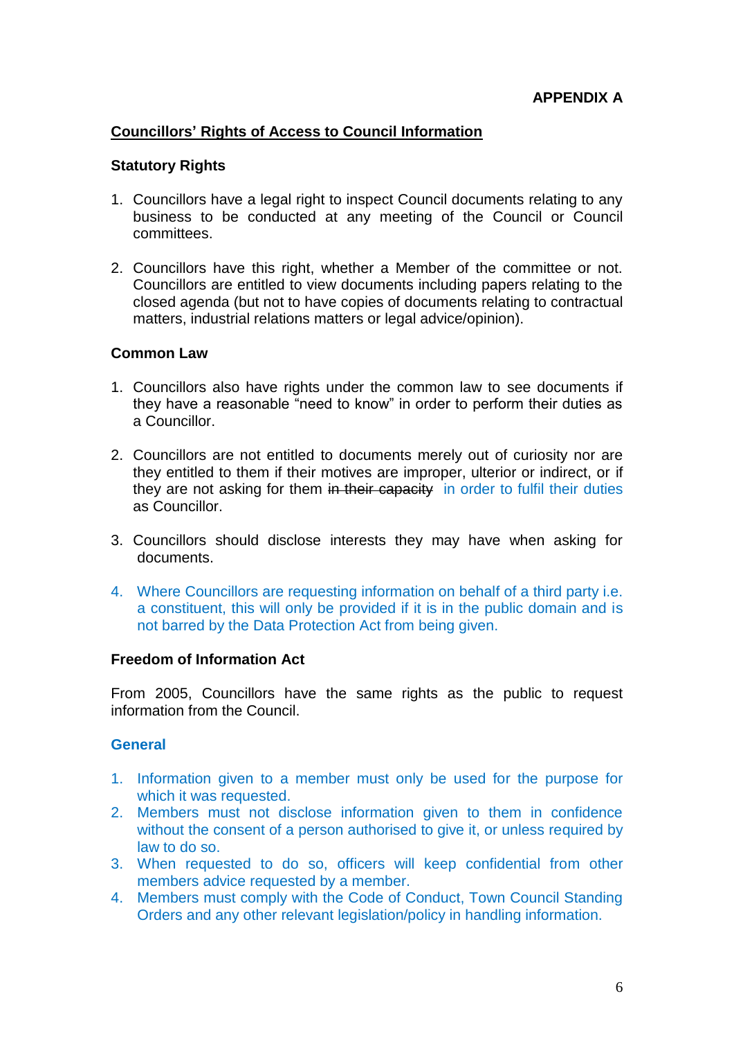**APPENDIX A**

## Councillors' Rights of Access to Council Information

### Statutory Rights

1. Councillors have a legal right to inspect Council documents relating to any business to be conducted at any meeting of the Council or Council committees.

2. Councillors have this right, whether a Member of the committee or not. Councillors are entitled to view documents including papers relating to the closed agenda (but not to have copies of documents relating to contractual matters, industrial relations matters or legal advice/opinion).

### Common Law

1. Councillors also have rights under the common law to see documents if they have a reasonable "need to know" in order to perform their duties as a Councillor.

2. Councillors are not entitled to documents merely out of curiosity nor are they entitled to them if their motives are improper, ulterior or indirect, or if they are not asking for them ~~in their capacity~~ in order to fulfil their duties as Councillor.

3. Councillors should disclose interests they may have when asking for documents.

4. Where Councillors are requesting information on behalf of a third party i.e. a constituent, this will only be provided if it is in the public domain and is not barred by the Data Protection Act from being given.

### Freedom of Information Act

From 2005, Councillors have the same rights as the public to request information from the Council.

### General

1. Information given to a member must only be used for the purpose for which it was requested.
2. Members must not disclose information given to them in confidence without the consent of a person authorised to give it, or unless required by law to do so.
3. When requested to do so, officers will keep confidential from other members advice requested by a member.
4. Members must comply with the Code of Conduct, Town Council Standing Orders and any other relevant legislation/policy in handling information.